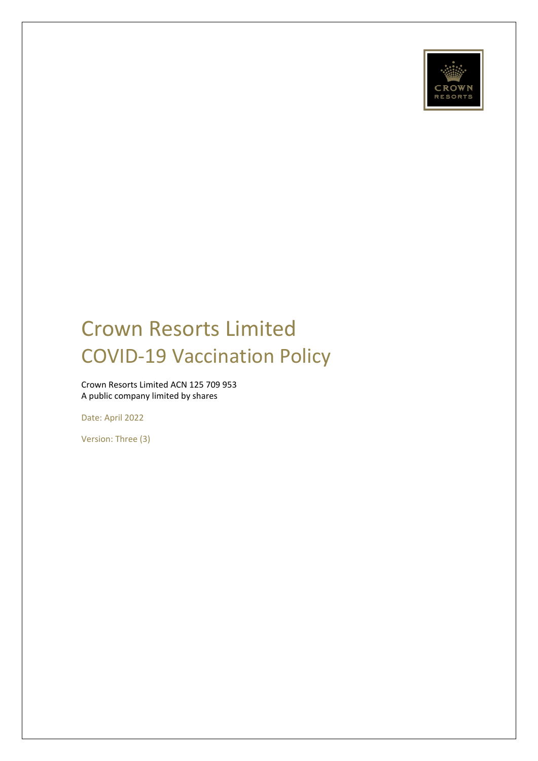# Crown Resorts Limited
# COVID-19 Vaccination Policy

Crown Resorts Limited ACN 125 709 953
A public company limited by shares

Date: April 2022

Version: Three (3)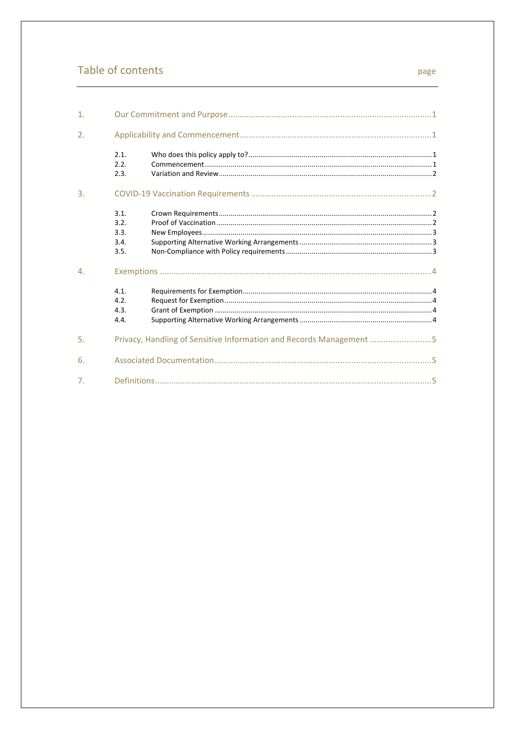# Table of contents

page

1. Our Commitment and Purpose ........ 1
2. Applicability and Commencement ........ 1
   - 2.1. Who does this policy apply to? ........ 1
   - 2.2. Commencement ........ 1
   - 2.3. Variation and Review ........ 2
3. COVID-19 Vaccination Requirements ........ 2
   - 3.1. Crown Requirements ........ 2
   - 3.2. Proof of Vaccination ........ 2
   - 3.3. New Employees ........ 3
   - 3.4. Supporting Alternative Working Arrangements ........ 3
   - 3.5. Non-Compliance with Policy requirements ........ 3
4. Exemptions ........ 4
   - 4.1. Requirements for Exemption ........ 4
   - 4.2. Request for Exemption ........ 4
   - 4.3. Grant of Exemption ........ 4
   - 4.4. Supporting Alternative Working Arrangements ........ 4
5. Privacy, Handling of Sensitive Information and Records Management ........ 5
6. Associated Documentation ........ 5
7. Definitions ........ 5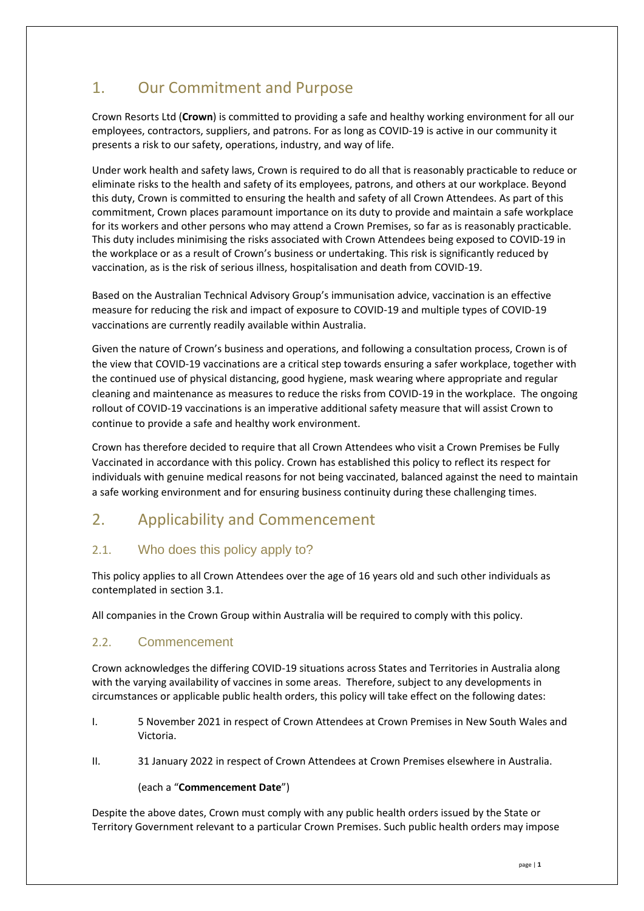# 1. Our Commitment and Purpose

Crown Resorts Ltd (**Crown**) is committed to providing a safe and healthy working environment for all our employees, contractors, suppliers, and patrons. For as long as COVID-19 is active in our community it presents a risk to our safety, operations, industry, and way of life.

Under work health and safety laws, Crown is required to do all that is reasonably practicable to reduce or eliminate risks to the health and safety of its employees, patrons, and others at our workplace. Beyond this duty, Crown is committed to ensuring the health and safety of all Crown Attendees. As part of this commitment, Crown places paramount importance on its duty to provide and maintain a safe workplace for its workers and other persons who may attend a Crown Premises, so far as is reasonably practicable. This duty includes minimising the risks associated with Crown Attendees being exposed to COVID-19 in the workplace or as a result of Crown's business or undertaking. This risk is significantly reduced by vaccination, as is the risk of serious illness, hospitalisation and death from COVID-19.

Based on the Australian Technical Advisory Group's immunisation advice, vaccination is an effective measure for reducing the risk and impact of exposure to COVID-19 and multiple types of COVID-19 vaccinations are currently readily available within Australia.

Given the nature of Crown's business and operations, and following a consultation process, Crown is of the view that COVID-19 vaccinations are a critical step towards ensuring a safer workplace, together with the continued use of physical distancing, good hygiene, mask wearing where appropriate and regular cleaning and maintenance as measures to reduce the risks from COVID-19 in the workplace. The ongoing rollout of COVID-19 vaccinations is an imperative additional safety measure that will assist Crown to continue to provide a safe and healthy work environment.

Crown has therefore decided to require that all Crown Attendees who visit a Crown Premises be Fully Vaccinated in accordance with this policy. Crown has established this policy to reflect its respect for individuals with genuine medical reasons for not being vaccinated, balanced against the need to maintain a safe working environment and for ensuring business continuity during these challenging times.

# 2. Applicability and Commencement

## 2.1. Who does this policy apply to?

This policy applies to all Crown Attendees over the age of 16 years old and such other individuals as contemplated in section 3.1.

All companies in the Crown Group within Australia will be required to comply with this policy.

## 2.2. Commencement

Crown acknowledges the differing COVID-19 situations across States and Territories in Australia along with the varying availability of vaccines in some areas. Therefore, subject to any developments in circumstances or applicable public health orders, this policy will take effect on the following dates:

I. 5 November 2021 in respect of Crown Attendees at Crown Premises in New South Wales and Victoria.

II. 31 January 2022 in respect of Crown Attendees at Crown Premises elsewhere in Australia.

(each a "**Commencement Date**")

Despite the above dates, Crown must comply with any public health orders issued by the State or Territory Government relevant to a particular Crown Premises. Such public health orders may impose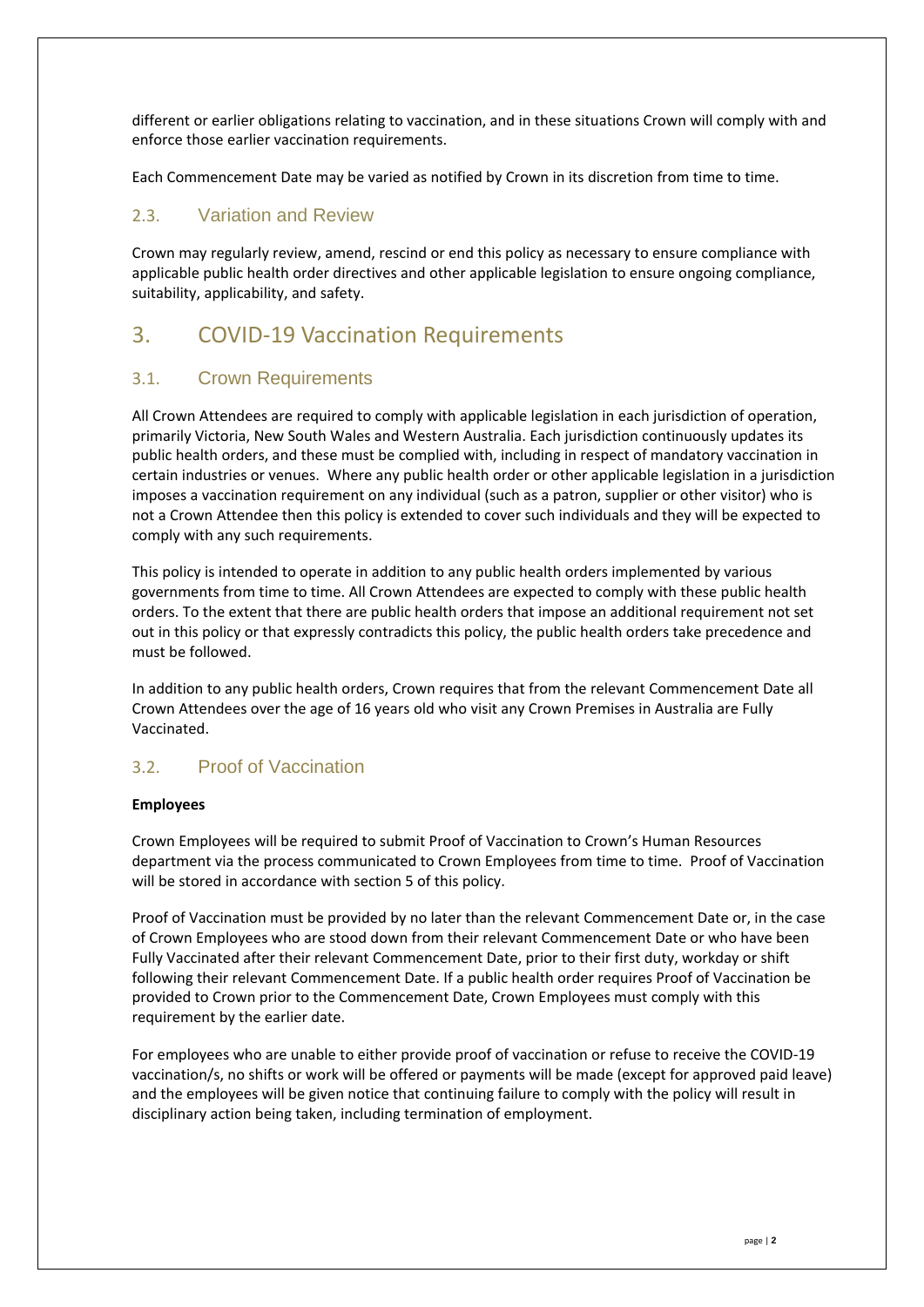different or earlier obligations relating to vaccination, and in these situations Crown will comply with and enforce those earlier vaccination requirements.

Each Commencement Date may be varied as notified by Crown in its discretion from time to time.

### 2.3. Variation and Review

Crown may regularly review, amend, rescind or end this policy as necessary to ensure compliance with applicable public health order directives and other applicable legislation to ensure ongoing compliance, suitability, applicability, and safety.

## 3. COVID-19 Vaccination Requirements

### 3.1. Crown Requirements

All Crown Attendees are required to comply with applicable legislation in each jurisdiction of operation, primarily Victoria, New South Wales and Western Australia. Each jurisdiction continuously updates its public health orders, and these must be complied with, including in respect of mandatory vaccination in certain industries or venues. Where any public health order or other applicable legislation in a jurisdiction imposes a vaccination requirement on any individual (such as a patron, supplier or other visitor) who is not a Crown Attendee then this policy is extended to cover such individuals and they will be expected to comply with any such requirements.

This policy is intended to operate in addition to any public health orders implemented by various governments from time to time. All Crown Attendees are expected to comply with these public health orders. To the extent that there are public health orders that impose an additional requirement not set out in this policy or that expressly contradicts this policy, the public health orders take precedence and must be followed.

In addition to any public health orders, Crown requires that from the relevant Commencement Date all Crown Attendees over the age of 16 years old who visit any Crown Premises in Australia are Fully Vaccinated.

### 3.2. Proof of Vaccination

**Employees**

Crown Employees will be required to submit Proof of Vaccination to Crown's Human Resources department via the process communicated to Crown Employees from time to time. Proof of Vaccination will be stored in accordance with section 5 of this policy.

Proof of Vaccination must be provided by no later than the relevant Commencement Date or, in the case of Crown Employees who are stood down from their relevant Commencement Date or who have been Fully Vaccinated after their relevant Commencement Date, prior to their first duty, workday or shift following their relevant Commencement Date. If a public health order requires Proof of Vaccination be provided to Crown prior to the Commencement Date, Crown Employees must comply with this requirement by the earlier date.

For employees who are unable to either provide proof of vaccination or refuse to receive the COVID-19 vaccination/s, no shifts or work will be offered or payments will be made (except for approved paid leave) and the employees will be given notice that continuing failure to comply with the policy will result in disciplinary action being taken, including termination of employment.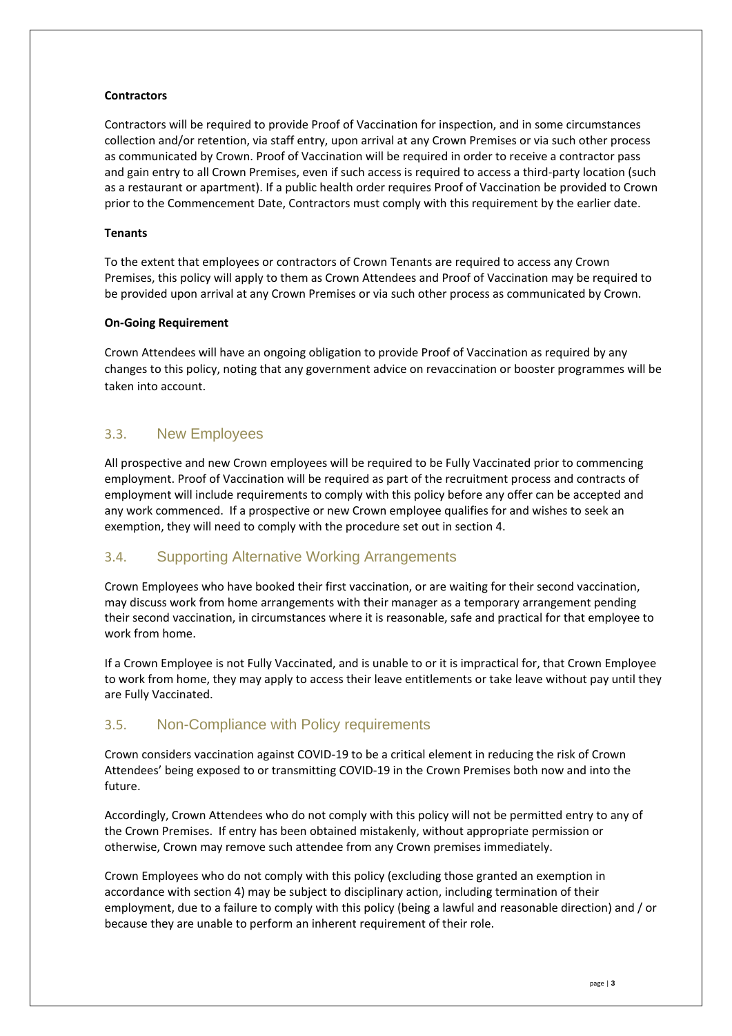**Contractors**

Contractors will be required to provide Proof of Vaccination for inspection, and in some circumstances collection and/or retention, via staff entry, upon arrival at any Crown Premises or via such other process as communicated by Crown. Proof of Vaccination will be required in order to receive a contractor pass and gain entry to all Crown Premises, even if such access is required to access a third-party location (such as a restaurant or apartment). If a public health order requires Proof of Vaccination be provided to Crown prior to the Commencement Date, Contractors must comply with this requirement by the earlier date.

**Tenants**

To the extent that employees or contractors of Crown Tenants are required to access any Crown Premises, this policy will apply to them as Crown Attendees and Proof of Vaccination may be required to be provided upon arrival at any Crown Premises or via such other process as communicated by Crown.

**On-Going Requirement**

Crown Attendees will have an ongoing obligation to provide Proof of Vaccination as required by any changes to this policy, noting that any government advice on revaccination or booster programmes will be taken into account.

## 3.3. New Employees

All prospective and new Crown employees will be required to be Fully Vaccinated prior to commencing employment. Proof of Vaccination will be required as part of the recruitment process and contracts of employment will include requirements to comply with this policy before any offer can be accepted and any work commenced. If a prospective or new Crown employee qualifies for and wishes to seek an exemption, they will need to comply with the procedure set out in section 4.

## 3.4. Supporting Alternative Working Arrangements

Crown Employees who have booked their first vaccination, or are waiting for their second vaccination, may discuss work from home arrangements with their manager as a temporary arrangement pending their second vaccination, in circumstances where it is reasonable, safe and practical for that employee to work from home.

If a Crown Employee is not Fully Vaccinated, and is unable to or it is impractical for, that Crown Employee to work from home, they may apply to access their leave entitlements or take leave without pay until they are Fully Vaccinated.

## 3.5. Non-Compliance with Policy requirements

Crown considers vaccination against COVID-19 to be a critical element in reducing the risk of Crown Attendees' being exposed to or transmitting COVID-19 in the Crown Premises both now and into the future.

Accordingly, Crown Attendees who do not comply with this policy will not be permitted entry to any of the Crown Premises. If entry has been obtained mistakenly, without appropriate permission or otherwise, Crown may remove such attendee from any Crown premises immediately.

Crown Employees who do not comply with this policy (excluding those granted an exemption in accordance with section 4) may be subject to disciplinary action, including termination of their employment, due to a failure to comply with this policy (being a lawful and reasonable direction) and / or because they are unable to perform an inherent requirement of their role.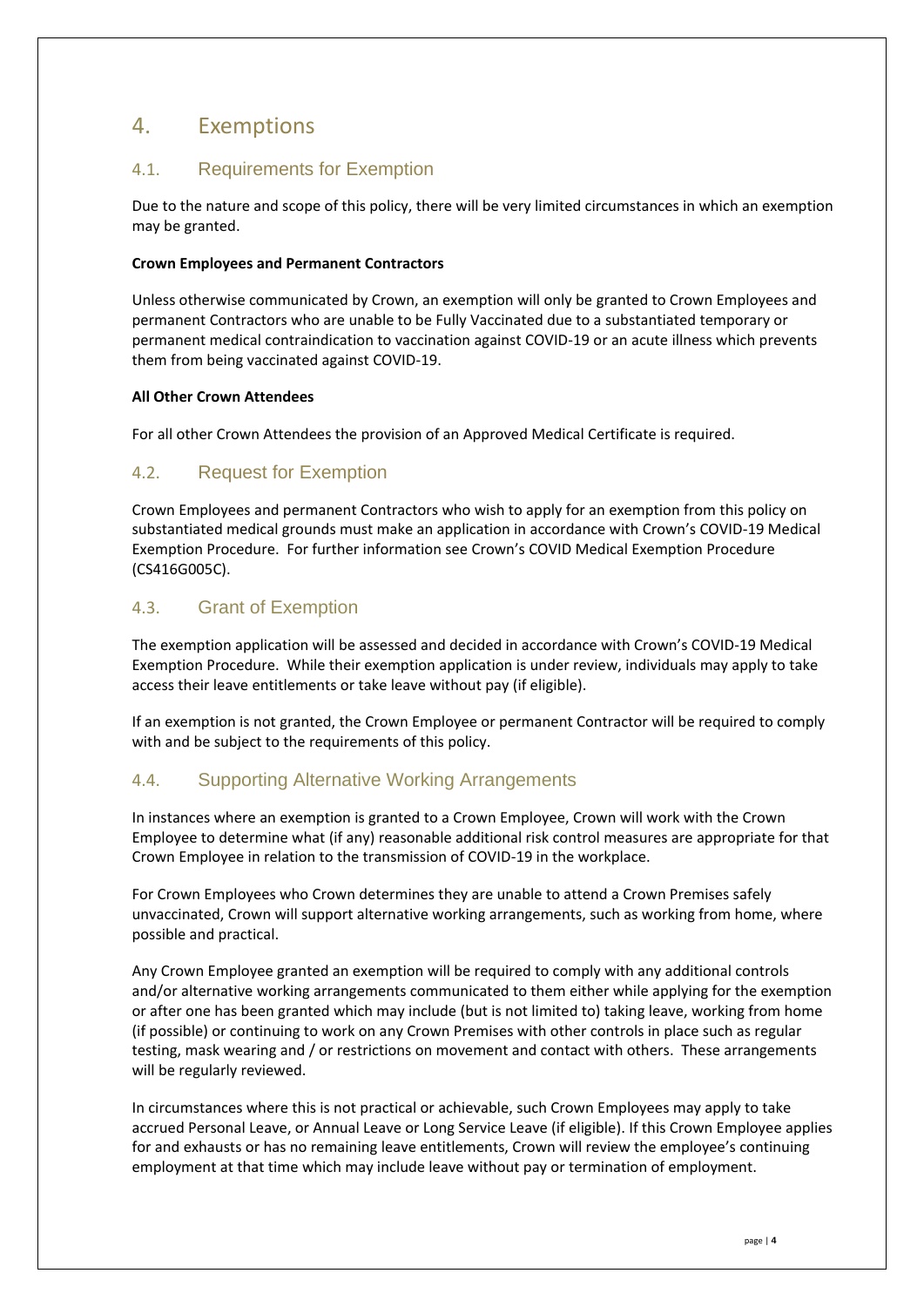# 4. Exemptions

## 4.1. Requirements for Exemption

Due to the nature and scope of this policy, there will be very limited circumstances in which an exemption may be granted.

**Crown Employees and Permanent Contractors**

Unless otherwise communicated by Crown, an exemption will only be granted to Crown Employees and permanent Contractors who are unable to be Fully Vaccinated due to a substantiated temporary or permanent medical contraindication to vaccination against COVID-19 or an acute illness which prevents them from being vaccinated against COVID-19.

**All Other Crown Attendees**

For all other Crown Attendees the provision of an Approved Medical Certificate is required.

## 4.2. Request for Exemption

Crown Employees and permanent Contractors who wish to apply for an exemption from this policy on substantiated medical grounds must make an application in accordance with Crown's COVID-19 Medical Exemption Procedure. For further information see Crown's COVID Medical Exemption Procedure (CS416G005C).

## 4.3. Grant of Exemption

The exemption application will be assessed and decided in accordance with Crown's COVID-19 Medical Exemption Procedure. While their exemption application is under review, individuals may apply to take access their leave entitlements or take leave without pay (if eligible).

If an exemption is not granted, the Crown Employee or permanent Contractor will be required to comply with and be subject to the requirements of this policy.

## 4.4. Supporting Alternative Working Arrangements

In instances where an exemption is granted to a Crown Employee, Crown will work with the Crown Employee to determine what (if any) reasonable additional risk control measures are appropriate for that Crown Employee in relation to the transmission of COVID-19 in the workplace.

For Crown Employees who Crown determines they are unable to attend a Crown Premises safely unvaccinated, Crown will support alternative working arrangements, such as working from home, where possible and practical.

Any Crown Employee granted an exemption will be required to comply with any additional controls and/or alternative working arrangements communicated to them either while applying for the exemption or after one has been granted which may include (but is not limited to) taking leave, working from home (if possible) or continuing to work on any Crown Premises with other controls in place such as regular testing, mask wearing and / or restrictions on movement and contact with others. These arrangements will be regularly reviewed.

In circumstances where this is not practical or achievable, such Crown Employees may apply to take accrued Personal Leave, or Annual Leave or Long Service Leave (if eligible). If this Crown Employee applies for and exhausts or has no remaining leave entitlements, Crown will review the employee's continuing employment at that time which may include leave without pay or termination of employment.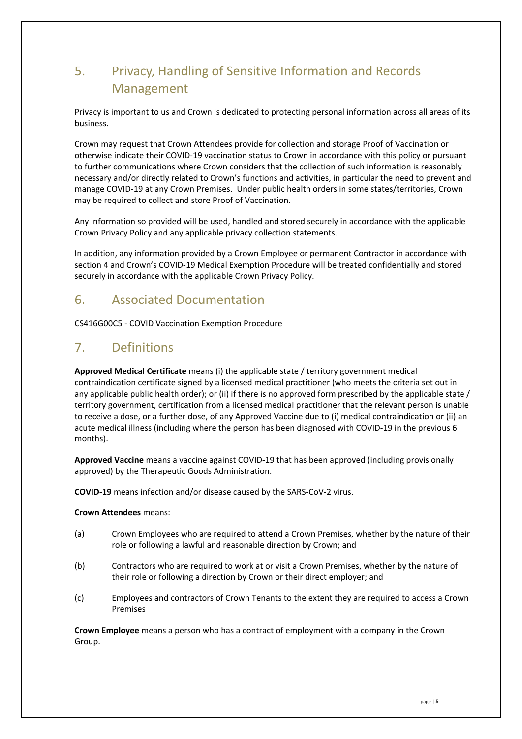## 5. Privacy, Handling of Sensitive Information and Records Management

Privacy is important to us and Crown is dedicated to protecting personal information across all areas of its business.

Crown may request that Crown Attendees provide for collection and storage Proof of Vaccination or otherwise indicate their COVID-19 vaccination status to Crown in accordance with this policy or pursuant to further communications where Crown considers that the collection of such information is reasonably necessary and/or directly related to Crown's functions and activities, in particular the need to prevent and manage COVID-19 at any Crown Premises. Under public health orders in some states/territories, Crown may be required to collect and store Proof of Vaccination.

Any information so provided will be used, handled and stored securely in accordance with the applicable Crown Privacy Policy and any applicable privacy collection statements.

In addition, any information provided by a Crown Employee or permanent Contractor in accordance with section 4 and Crown's COVID-19 Medical Exemption Procedure will be treated confidentially and stored securely in accordance with the applicable Crown Privacy Policy.

## 6. Associated Documentation

CS416G00C5 - COVID Vaccination Exemption Procedure

## 7. Definitions

**Approved Medical Certificate** means (i) the applicable state / territory government medical contraindication certificate signed by a licensed medical practitioner (who meets the criteria set out in any applicable public health order); or (ii) if there is no approved form prescribed by the applicable state / territory government, certification from a licensed medical practitioner that the relevant person is unable to receive a dose, or a further dose, of any Approved Vaccine due to (i) medical contraindication or (ii) an acute medical illness (including where the person has been diagnosed with COVID-19 in the previous 6 months).

**Approved Vaccine** means a vaccine against COVID-19 that has been approved (including provisionally approved) by the Therapeutic Goods Administration.

**COVID-19** means infection and/or disease caused by the SARS-CoV-2 virus.

**Crown Attendees** means:

(a) Crown Employees who are required to attend a Crown Premises, whether by the nature of their role or following a lawful and reasonable direction by Crown; and

(b) Contractors who are required to work at or visit a Crown Premises, whether by the nature of their role or following a direction by Crown or their direct employer; and

(c) Employees and contractors of Crown Tenants to the extent they are required to access a Crown Premises

**Crown Employee** means a person who has a contract of employment with a company in the Crown Group.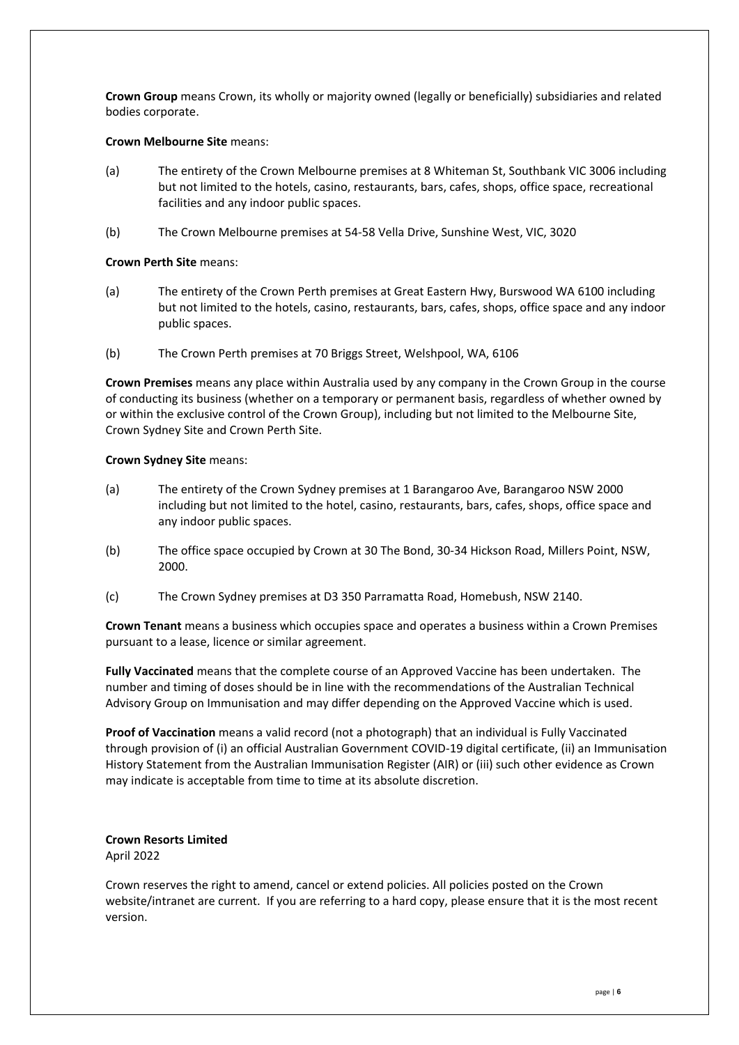**Crown Group** means Crown, its wholly or majority owned (legally or beneficially) subsidiaries and related bodies corporate.

**Crown Melbourne Site** means:

(a) The entirety of the Crown Melbourne premises at 8 Whiteman St, Southbank VIC 3006 including but not limited to the hotels, casino, restaurants, bars, cafes, shops, office space, recreational facilities and any indoor public spaces.

(b) The Crown Melbourne premises at 54-58 Vella Drive, Sunshine West, VIC, 3020

**Crown Perth Site** means:

(a) The entirety of the Crown Perth premises at Great Eastern Hwy, Burswood WA 6100 including but not limited to the hotels, casino, restaurants, bars, cafes, shops, office space and any indoor public spaces.

(b) The Crown Perth premises at 70 Briggs Street, Welshpool, WA, 6106

**Crown Premises** means any place within Australia used by any company in the Crown Group in the course of conducting its business (whether on a temporary or permanent basis, regardless of whether owned by or within the exclusive control of the Crown Group), including but not limited to the Melbourne Site, Crown Sydney Site and Crown Perth Site.

**Crown Sydney Site** means:

(a) The entirety of the Crown Sydney premises at 1 Barangaroo Ave, Barangaroo NSW 2000 including but not limited to the hotel, casino, restaurants, bars, cafes, shops, office space and any indoor public spaces.

(b) The office space occupied by Crown at 30 The Bond, 30-34 Hickson Road, Millers Point, NSW, 2000.

(c) The Crown Sydney premises at D3 350 Parramatta Road, Homebush, NSW 2140.

**Crown Tenant** means a business which occupies space and operates a business within a Crown Premises pursuant to a lease, licence or similar agreement.

**Fully Vaccinated** means that the complete course of an Approved Vaccine has been undertaken. The number and timing of doses should be in line with the recommendations of the Australian Technical Advisory Group on Immunisation and may differ depending on the Approved Vaccine which is used.

**Proof of Vaccination** means a valid record (not a photograph) that an individual is Fully Vaccinated through provision of (i) an official Australian Government COVID-19 digital certificate, (ii) an Immunisation History Statement from the Australian Immunisation Register (AIR) or (iii) such other evidence as Crown may indicate is acceptable from time to time at its absolute discretion.

**Crown Resorts Limited**
April 2022

Crown reserves the right to amend, cancel or extend policies. All policies posted on the Crown website/intranet are current. If you are referring to a hard copy, please ensure that it is the most recent version.